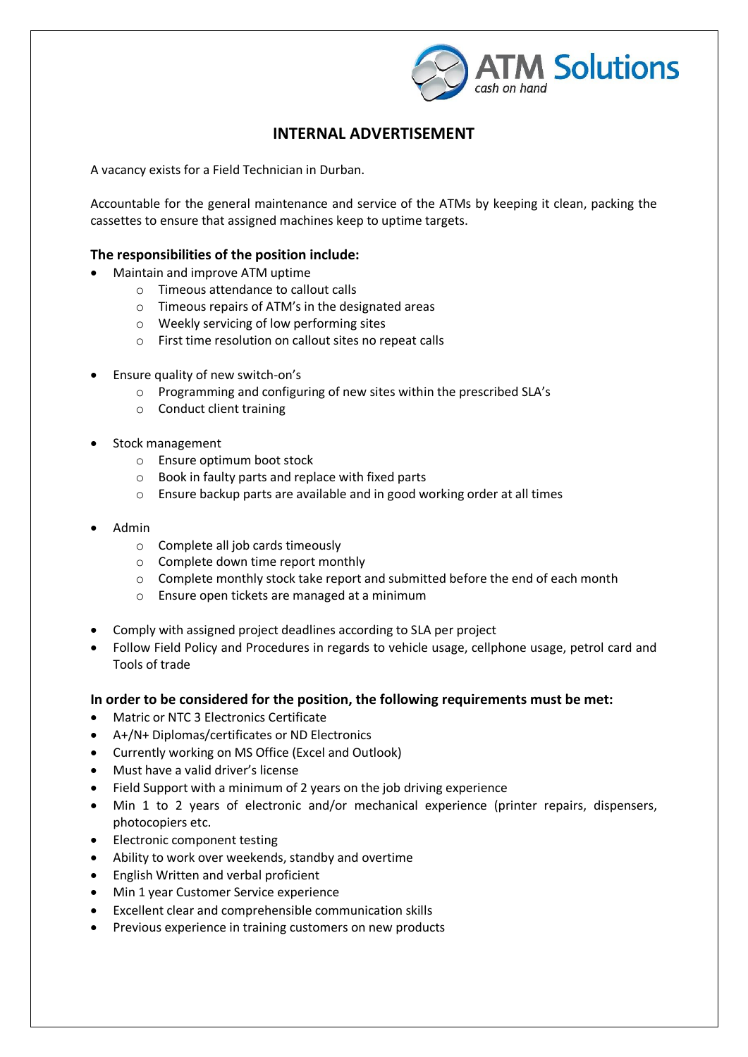ATM Solutions
cash on hand

# INTERNAL ADVERTISEMENT

A vacancy exists for a Field Technician in Durban.

Accountable for the general maintenance and service of the ATMs by keeping it clean, packing the cassettes to ensure that assigned machines keep to uptime targets.

**The responsibilities of the position include:**

- Maintain and improve ATM uptime
  - Timeous attendance to callout calls
  - Timeous repairs of ATM's in the designated areas
  - Weekly servicing of low performing sites
  - First time resolution on callout sites no repeat calls
- Ensure quality of new switch-on's
  - Programming and configuring of new sites within the prescribed SLA's
  - Conduct client training
- Stock management
  - Ensure optimum boot stock
  - Book in faulty parts and replace with fixed parts
  - Ensure backup parts are available and in good working order at all times
- Admin
  - Complete all job cards timeously
  - Complete down time report monthly
  - Complete monthly stock take report and submitted before the end of each month
  - Ensure open tickets are managed at a minimum
- Comply with assigned project deadlines according to SLA per project
- Follow Field Policy and Procedures in regards to vehicle usage, cellphone usage, petrol card and Tools of trade

**In order to be considered for the position, the following requirements must be met:**

- Matric or NTC 3 Electronics Certificate
- A+/N+ Diplomas/certificates or ND Electronics
- Currently working on MS Office (Excel and Outlook)
- Must have a valid driver's license
- Field Support with a minimum of 2 years on the job driving experience
- Min 1 to 2 years of electronic and/or mechanical experience (printer repairs, dispensers, photocopiers etc.
- Electronic component testing
- Ability to work over weekends, standby and overtime
- English Written and verbal proficient
- Min 1 year Customer Service experience
- Excellent clear and comprehensible communication skills
- Previous experience in training customers on new products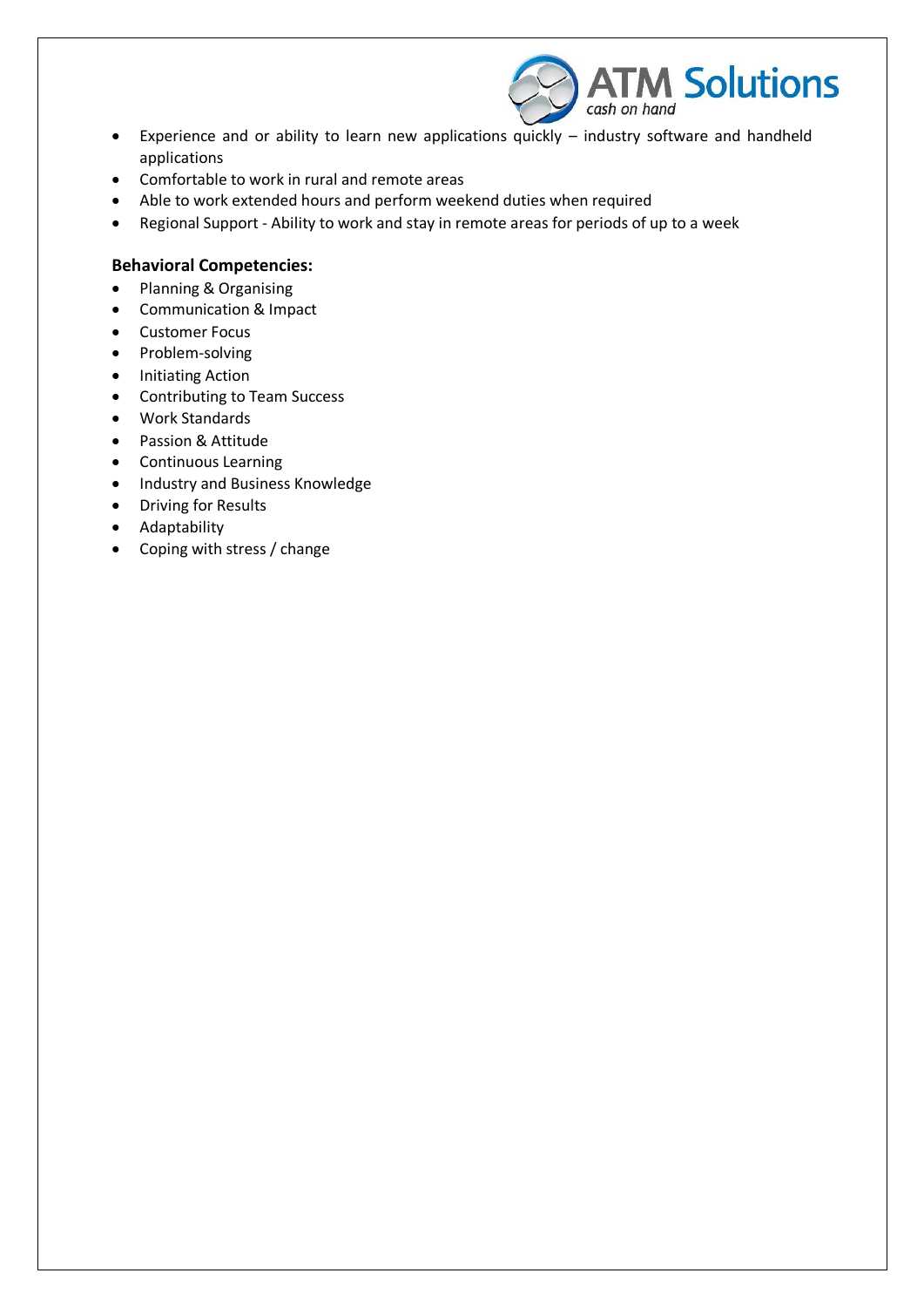- Experience and or ability to learn new applications quickly – industry software and handheld applications
- Comfortable to work in rural and remote areas
- Able to work extended hours and perform weekend duties when required
- Regional Support - Ability to work and stay in remote areas for periods of up to a week

**Behavioral Competencies:**

- Planning & Organising
- Communication & Impact
- Customer Focus
- Problem-solving
- Initiating Action
- Contributing to Team Success
- Work Standards
- Passion & Attitude
- Continuous Learning
- Industry and Business Knowledge
- Driving for Results
- Adaptability
- Coping with stress / change